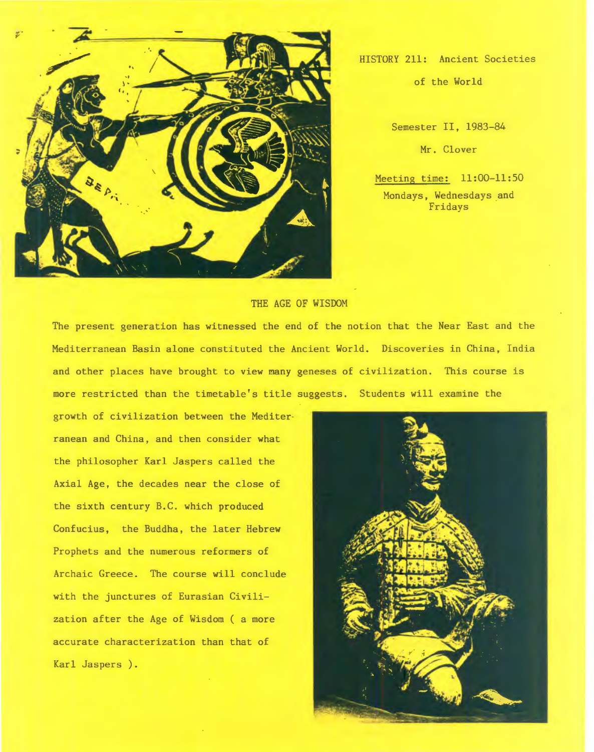HISTORY 211: Ancient Societies of the World

Semester II, 1983-84

Mr. Clover

<u>Meeting time:</u> 11:00-11:50
Mondays, Wednesdays and Fridays

## THE AGE OF WISDOM

The present generation has witnessed the end of the notion that the Near East and the Mediterranean Basin alone constituted the Ancient World. Discoveries in China, India and other places have brought to view many geneses of civilization. This course is more restricted than the timetable's title suggests. Students will examine the growth of civilization between the Mediterranean and China, and then consider what the philosopher Karl Jaspers called the Axial Age, the decades near the close of the sixth century B.C. which produced Confucius, the Buddha, the later Hebrew Prophets and the numerous reformers of Archaic Greece. The course will conclude with the junctures of Eurasian Civilization after the Age of Wisdom ( a more accurate characterization than that of Karl Jaspers ).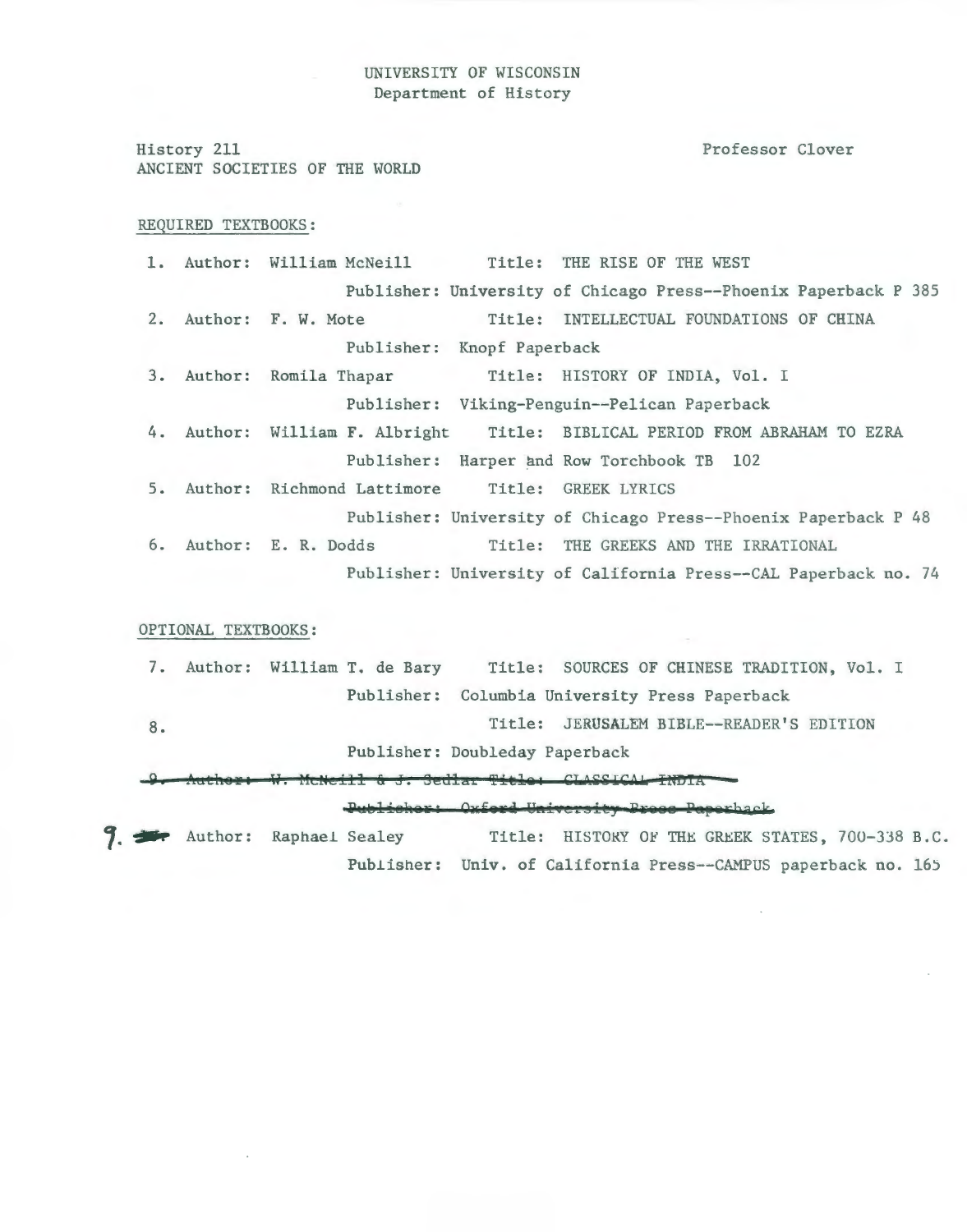UNIVERSITY OF WISCONSIN
Department of History

History 211
ANCIENT SOCIETIES OF THE WORLD

Professor Clover

REQUIRED TEXTBOOKS:

1. Author: William McNeill  Title: THE RISE OF THE WEST
   Publisher: University of Chicago Press--Phoenix Paperback P 385
2. Author: F. W. Mote  Title: INTELLECTUAL FOUNDATIONS OF CHINA
   Publisher: Knopf Paperback
3. Author: Romila Thapar  Title: HISTORY OF INDIA, Vol. I
   Publisher: Viking-Penguin--Pelican Paperback
4. Author: William F. Albright  Title: BIBLICAL PERIOD FROM ABRAHAM TO EZRA
   Publisher: Harper and Row Torchbook TB 102
5. Author: Richmond Lattimore  Title: GREEK LYRICS
   Publisher: University of Chicago Press--Phoenix Paperback P 48
6. Author: E. R. Dodds  Title: THE GREEKS AND THE IRRATIONAL
   Publisher: University of California Press--CAL Paperback no. 74

OPTIONAL TEXTBOOKS:

7. Author: William T. de Bary  Title: SOURCES OF CHINESE TRADITION, Vol. I
   Publisher: Columbia University Press Paperback
8. Title: JERUSALEM BIBLE--READER'S EDITION
   Publisher: Doubleday Paperback

~~9. Author: W. McNeill & J. Sedlar Title: CLASSICAL INDIA~~
~~Publisher: Oxford University Press Paperback~~

9. Author: Raphael Sealey  Title: HISTORY OF THE GREEK STATES, 700-338 B.C.
   Publisher: Univ. of California Press--CAMPUS paperback no. 165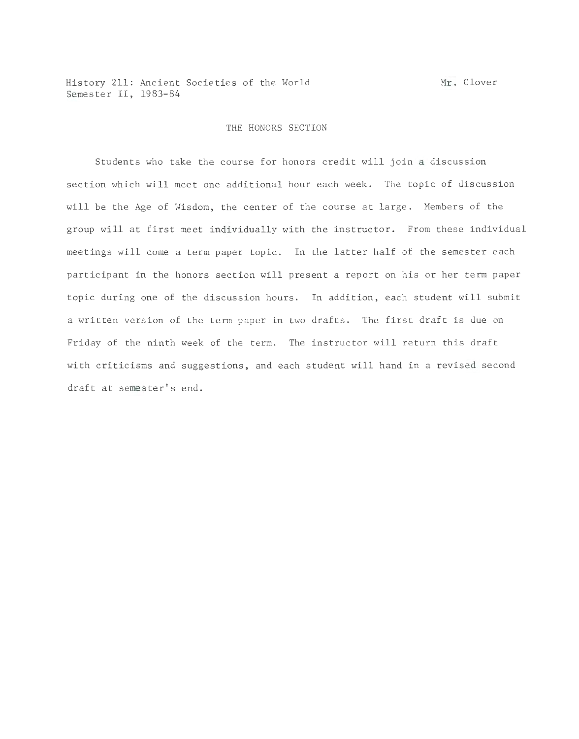History 211: Ancient Societies of the World  
Semester II, 1983-84

Mr. Clover

## THE HONORS SECTION

Students who take the course for honors credit will join a discussion section which will meet one additional hour each week. The topic of discussion will be the Age of Wisdom, the center of the course at large. Members of the group will at first meet individually with the instructor. From these individual meetings will come a term paper topic. In the latter half of the semester each participant in the honors section will present a report on his or her term paper topic during one of the discussion hours. In addition, each student will submit a written version of the term paper in two drafts. The first draft is due on Friday of the ninth week of the term. The instructor will return this draft with criticisms and suggestions, and each student will hand in a revised second draft at semester's end.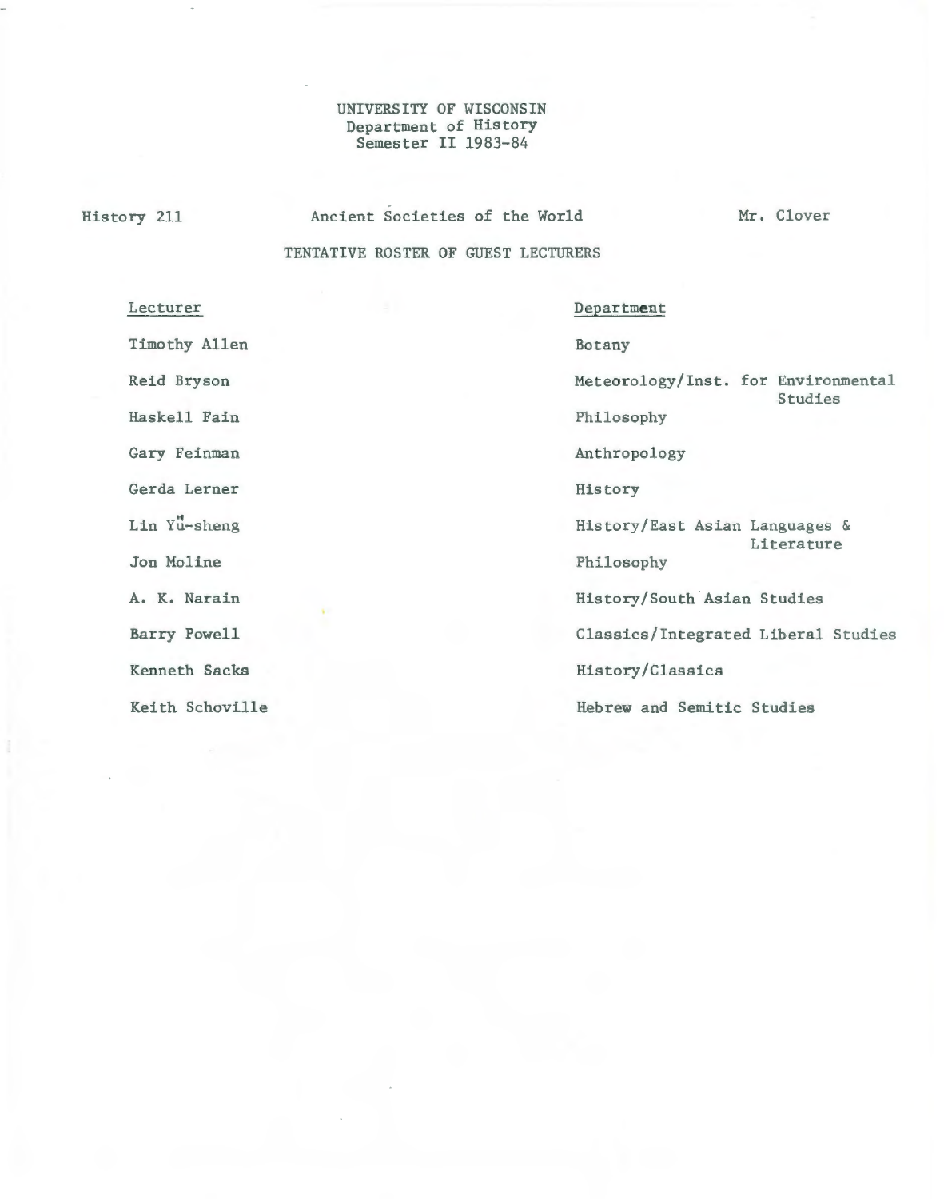UNIVERSITY OF WISCONSIN
Department of History
Semester II 1983-84

History 211 — Ancient Societies of the World — Mr. Clover

## TENTATIVE ROSTER OF GUEST LECTURERS

| Lecturer | Department |
|---|---|
| Timothy Allen | Botany |
| Reid Bryson | Meteorology/Inst. for Environmental Studies |
| Haskell Fain | Philosophy |
| Gary Feinman | Anthropology |
| Gerda Lerner | History |
| Lin Yü-sheng | History/East Asian Languages & Literature |
| Jon Moline | Philosophy |
| A. K. Narain | History/South Asian Studies |
| Barry Powell | Classics/Integrated Liberal Studies |
| Kenneth Sacks | History/Classics |
| Keith Schoville | Hebrew and Semitic Studies |